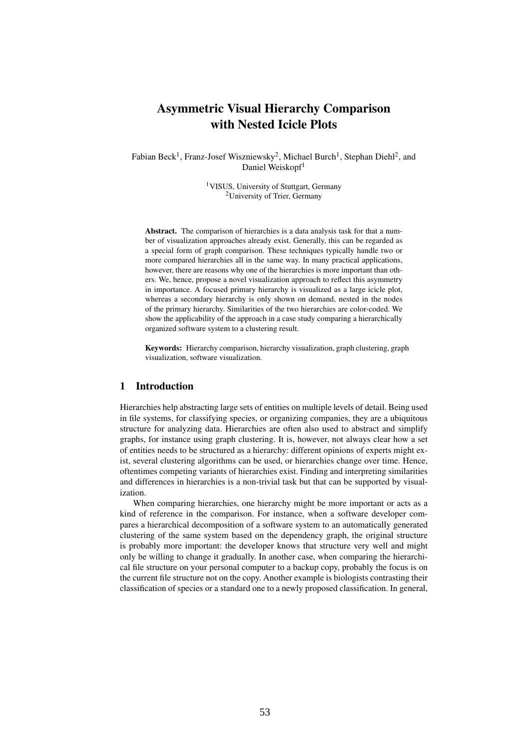# Asymmetric Visual Hierarchy Comparison with Nested Icicle Plots

Fabian Beck[1], Franz-Josef Wiszniewsky[2], Michael Burch[1], Stephan Diehl[2], and Daniel Weiskopf[1]

[1]VISUS, University of Stuttgart, Germany
[2]University of Trier, Germany

**Abstract.** The comparison of hierarchies is a data analysis task for that a number of visualization approaches already exist. Generally, this can be regarded as a special form of graph comparison. These techniques typically handle two or more compared hierarchies all in the same way. In many practical applications, however, there are reasons why one of the hierarchies is more important than others. We, hence, propose a novel visualization approach to reflect this asymmetry in importance. A focused primary hierarchy is visualized as a large icicle plot, whereas a secondary hierarchy is only shown on demand, nested in the nodes of the primary hierarchy. Similarities of the two hierarchies are color-coded. We show the applicability of the approach in a case study comparing a hierarchically organized software system to a clustering result.

**Keywords:** Hierarchy comparison, hierarchy visualization, graph clustering, graph visualization, software visualization.

## 1 Introduction

Hierarchies help abstracting large sets of entities on multiple levels of detail. Being used in file systems, for classifying species, or organizing companies, they are a ubiquitous structure for analyzing data. Hierarchies are often also used to abstract and simplify graphs, for instance using graph clustering. It is, however, not always clear how a set of entities needs to be structured as a hierarchy: different opinions of experts might exist, several clustering algorithms can be used, or hierarchies change over time. Hence, oftentimes competing variants of hierarchies exist. Finding and interpreting similarities and differences in hierarchies is a non-trivial task but that can be supported by visualization.

When comparing hierarchies, one hierarchy might be more important or acts as a kind of reference in the comparison. For instance, when a software developer compares a hierarchical decomposition of a software system to an automatically generated clustering of the same system based on the dependency graph, the original structure is probably more important: the developer knows that structure very well and might only be willing to change it gradually. In another case, when comparing the hierarchical file structure on your personal computer to a backup copy, probably the focus is on the current file structure not on the copy. Another example is biologists contrasting their classification of species or a standard one to a newly proposed classification. In general,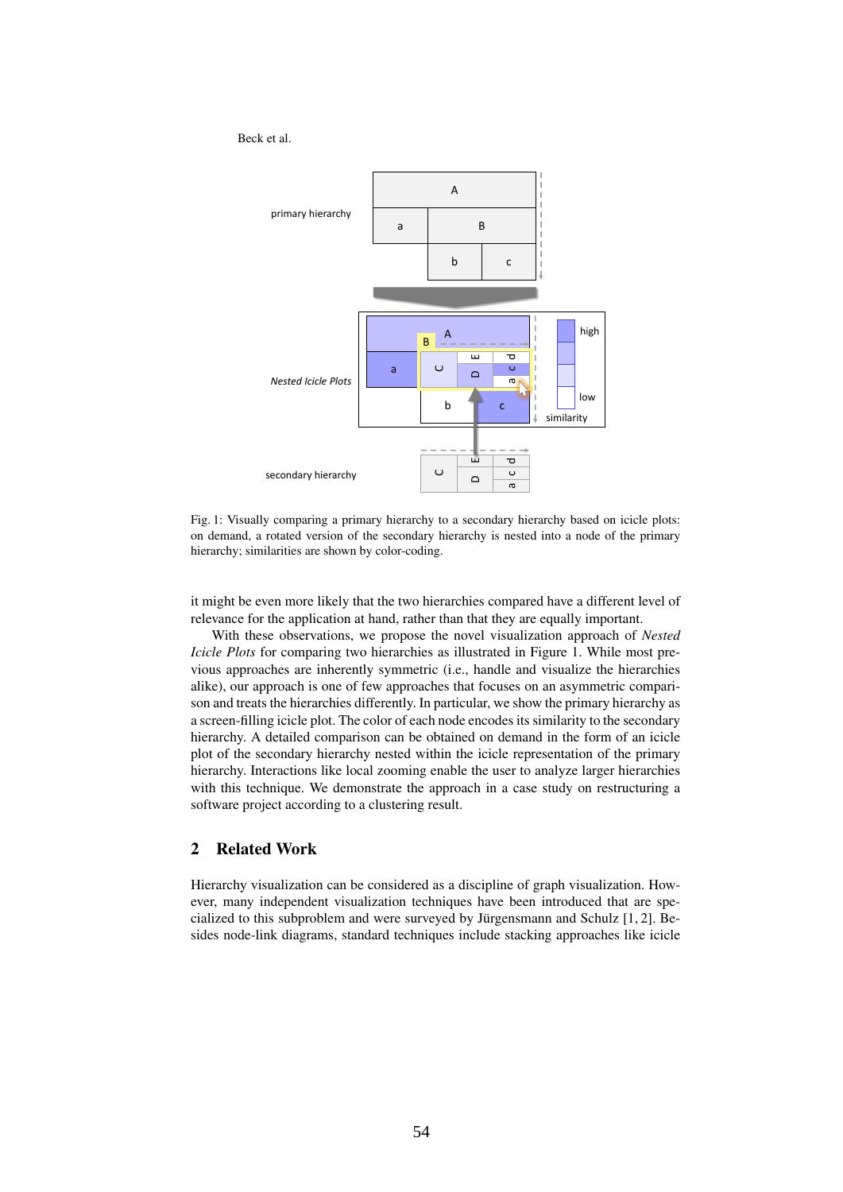Fig. 1: Visually comparing a primary hierarchy to a secondary hierarchy based on icicle plots: on demand, a rotated version of the secondary hierarchy is nested into a node of the primary hierarchy; similarities are shown by color-coding.

it might be even more likely that the two hierarchies compared have a different level of relevance for the application at hand, rather than that they are equally important.

With these observations, we propose the novel visualization approach of *Nested Icicle Plots* for comparing two hierarchies as illustrated in Figure 1. While most previous approaches are inherently symmetric (i.e., handle and visualize the hierarchies alike), our approach is one of few approaches that focuses on an asymmetric comparison and treats the hierarchies differently. In particular, we show the primary hierarchy as a screen-filling icicle plot. The color of each node encodes its similarity to the secondary hierarchy. A detailed comparison can be obtained on demand in the form of an icicle plot of the secondary hierarchy nested within the icicle representation of the primary hierarchy. Interactions like local zooming enable the user to analyze larger hierarchies with this technique. We demonstrate the approach in a case study on restructuring a software project according to a clustering result.

## 2 Related Work

Hierarchy visualization can be considered as a discipline of graph visualization. However, many independent visualization techniques have been introduced that are specialized to this subproblem and were surveyed by Jürgensmann and Schulz [1, 2]. Besides node-link diagrams, standard techniques include stacking approaches like icicle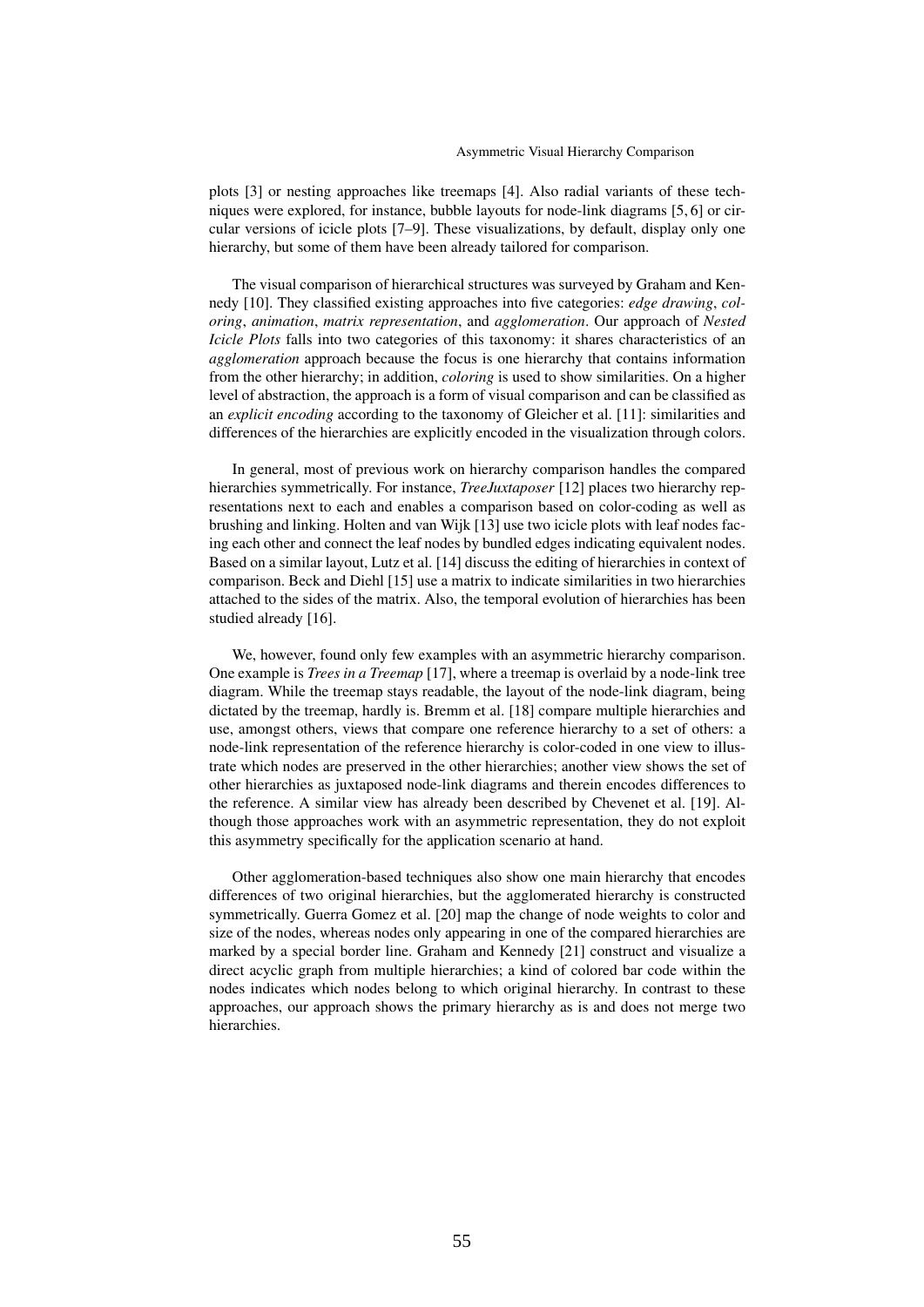plots [3] or nesting approaches like treemaps [4]. Also radial variants of these techniques were explored, for instance, bubble layouts for node-link diagrams [5, 6] or circular versions of icicle plots [7–9]. These visualizations, by default, display only one hierarchy, but some of them have been already tailored for comparison.

The visual comparison of hierarchical structures was surveyed by Graham and Kennedy [10]. They classified existing approaches into five categories: *edge drawing*, *coloring*, *animation*, *matrix representation*, and *agglomeration*. Our approach of *Nested Icicle Plots* falls into two categories of this taxonomy: it shares characteristics of an *agglomeration* approach because the focus is one hierarchy that contains information from the other hierarchy; in addition, *coloring* is used to show similarities. On a higher level of abstraction, the approach is a form of visual comparison and can be classified as an *explicit encoding* according to the taxonomy of Gleicher et al. [11]: similarities and differences of the hierarchies are explicitly encoded in the visualization through colors.

In general, most of previous work on hierarchy comparison handles the compared hierarchies symmetrically. For instance, *TreeJuxtaposer* [12] places two hierarchy representations next to each and enables a comparison based on color-coding as well as brushing and linking. Holten and van Wijk [13] use two icicle plots with leaf nodes facing each other and connect the leaf nodes by bundled edges indicating equivalent nodes. Based on a similar layout, Lutz et al. [14] discuss the editing of hierarchies in context of comparison. Beck and Diehl [15] use a matrix to indicate similarities in two hierarchies attached to the sides of the matrix. Also, the temporal evolution of hierarchies has been studied already [16].

We, however, found only few examples with an asymmetric hierarchy comparison. One example is *Trees in a Treemap* [17], where a treemap is overlaid by a node-link tree diagram. While the treemap stays readable, the layout of the node-link diagram, being dictated by the treemap, hardly is. Bremm et al. [18] compare multiple hierarchies and use, amongst others, views that compare one reference hierarchy to a set of others: a node-link representation of the reference hierarchy is color-coded in one view to illustrate which nodes are preserved in the other hierarchies; another view shows the set of other hierarchies as juxtaposed node-link diagrams and therein encodes differences to the reference. A similar view has already been described by Chevenet et al. [19]. Although those approaches work with an asymmetric representation, they do not exploit this asymmetry specifically for the application scenario at hand.

Other agglomeration-based techniques also show one main hierarchy that encodes differences of two original hierarchies, but the agglomerated hierarchy is constructed symmetrically. Guerra Gomez et al. [20] map the change of node weights to color and size of the nodes, whereas nodes only appearing in one of the compared hierarchies are marked by a special border line. Graham and Kennedy [21] construct and visualize a direct acyclic graph from multiple hierarchies; a kind of colored bar code within the nodes indicates which nodes belong to which original hierarchy. In contrast to these approaches, our approach shows the primary hierarchy as is and does not merge two hierarchies.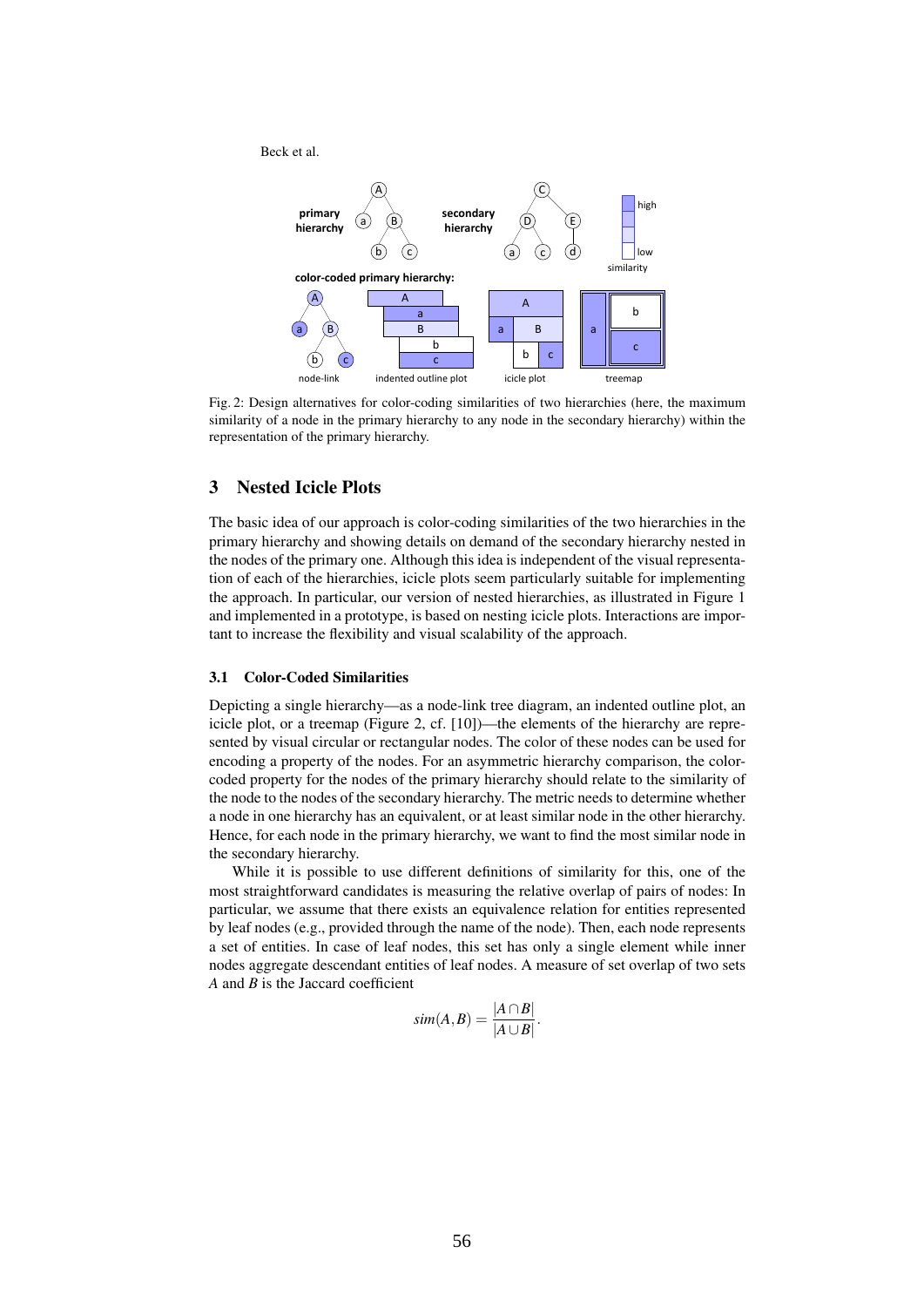Fig. 2: Design alternatives for color-coding similarities of two hierarchies (here, the maximum similarity of a node in the primary hierarchy to any node in the secondary hierarchy) within the representation of the primary hierarchy.

## 3 Nested Icicle Plots

The basic idea of our approach is color-coding similarities of the two hierarchies in the primary hierarchy and showing details on demand of the secondary hierarchy nested in the nodes of the primary one. Although this idea is independent of the visual representation of each of the hierarchies, icicle plots seem particularly suitable for implementing the approach. In particular, our version of nested hierarchies, as illustrated in Figure 1 and implemented in a prototype, is based on nesting icicle plots. Interactions are important to increase the flexibility and visual scalability of the approach.

### 3.1 Color-Coded Similarities

Depicting a single hierarchy—as a node-link tree diagram, an indented outline plot, an icicle plot, or a treemap (Figure 2, cf. [10])—the elements of the hierarchy are represented by visual circular or rectangular nodes. The color of these nodes can be used for encoding a property of the nodes. For an asymmetric hierarchy comparison, the color-coded property for the nodes of the primary hierarchy should relate to the similarity of the node to the nodes of the secondary hierarchy. The metric needs to determine whether a node in one hierarchy has an equivalent, or at least similar node in the other hierarchy. Hence, for each node in the primary hierarchy, we want to find the most similar node in the secondary hierarchy.

While it is possible to use different definitions of similarity for this, one of the most straightforward candidates is measuring the relative overlap of pairs of nodes: In particular, we assume that there exists an equivalence relation for entities represented by leaf nodes (e.g., provided through the name of the node). Then, each node represents a set of entities. In case of leaf nodes, this set has only a single element while inner nodes aggregate descendant entities of leaf nodes. A measure of set overlap of two sets $A$ and $B$ is the Jaccard coefficient

$$sim(A,B) = \frac{|A \cap B|}{|A \cup B|}.$$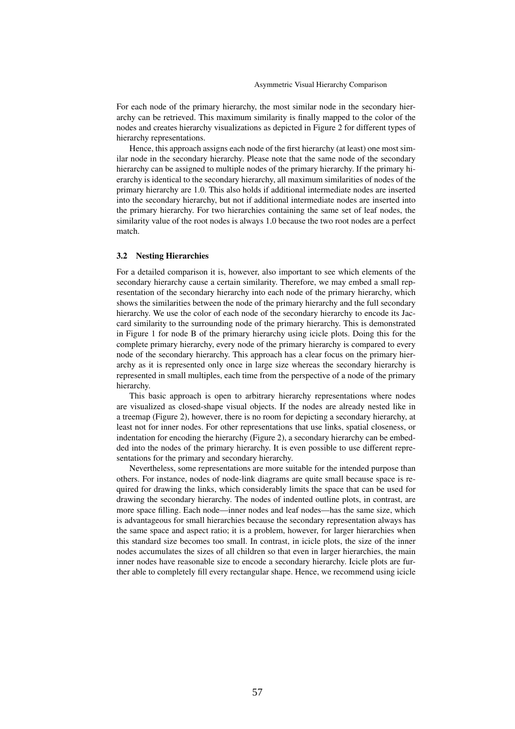For each node of the primary hierarchy, the most similar node in the secondary hierarchy can be retrieved. This maximum similarity is finally mapped to the color of the nodes and creates hierarchy visualizations as depicted in Figure 2 for different types of hierarchy representations.

Hence, this approach assigns each node of the first hierarchy (at least) one most similar node in the secondary hierarchy. Please note that the same node of the secondary hierarchy can be assigned to multiple nodes of the primary hierarchy. If the primary hierarchy is identical to the secondary hierarchy, all maximum similarities of nodes of the primary hierarchy are 1.0. This also holds if additional intermediate nodes are inserted into the secondary hierarchy, but not if additional intermediate nodes are inserted into the primary hierarchy. For two hierarchies containing the same set of leaf nodes, the similarity value of the root nodes is always 1.0 because the two root nodes are a perfect match.

### 3.2 Nesting Hierarchies

For a detailed comparison it is, however, also important to see which elements of the secondary hierarchy cause a certain similarity. Therefore, we may embed a small representation of the secondary hierarchy into each node of the primary hierarchy, which shows the similarities between the node of the primary hierarchy and the full secondary hierarchy. We use the color of each node of the secondary hierarchy to encode its Jaccard similarity to the surrounding node of the primary hierarchy. This is demonstrated in Figure 1 for node B of the primary hierarchy using icicle plots. Doing this for the complete primary hierarchy, every node of the primary hierarchy is compared to every node of the secondary hierarchy. This approach has a clear focus on the primary hierarchy as it is represented only once in large size whereas the secondary hierarchy is represented in small multiples, each time from the perspective of a node of the primary hierarchy.

This basic approach is open to arbitrary hierarchy representations where nodes are visualized as closed-shape visual objects. If the nodes are already nested like in a treemap (Figure 2), however, there is no room for depicting a secondary hierarchy, at least not for inner nodes. For other representations that use links, spatial closeness, or indentation for encoding the hierarchy (Figure 2), a secondary hierarchy can be embedded into the nodes of the primary hierarchy. It is even possible to use different representations for the primary and secondary hierarchy.

Nevertheless, some representations are more suitable for the intended purpose than others. For instance, nodes of node-link diagrams are quite small because space is required for drawing the links, which considerably limits the space that can be used for drawing the secondary hierarchy. The nodes of indented outline plots, in contrast, are more space filling. Each node—inner nodes and leaf nodes—has the same size, which is advantageous for small hierarchies because the secondary representation always has the same space and aspect ratio; it is a problem, however, for larger hierarchies when this standard size becomes too small. In contrast, in icicle plots, the size of the inner nodes accumulates the sizes of all children so that even in larger hierarchies, the main inner nodes have reasonable size to encode a secondary hierarchy. Icicle plots are further able to completely fill every rectangular shape. Hence, we recommend using icicle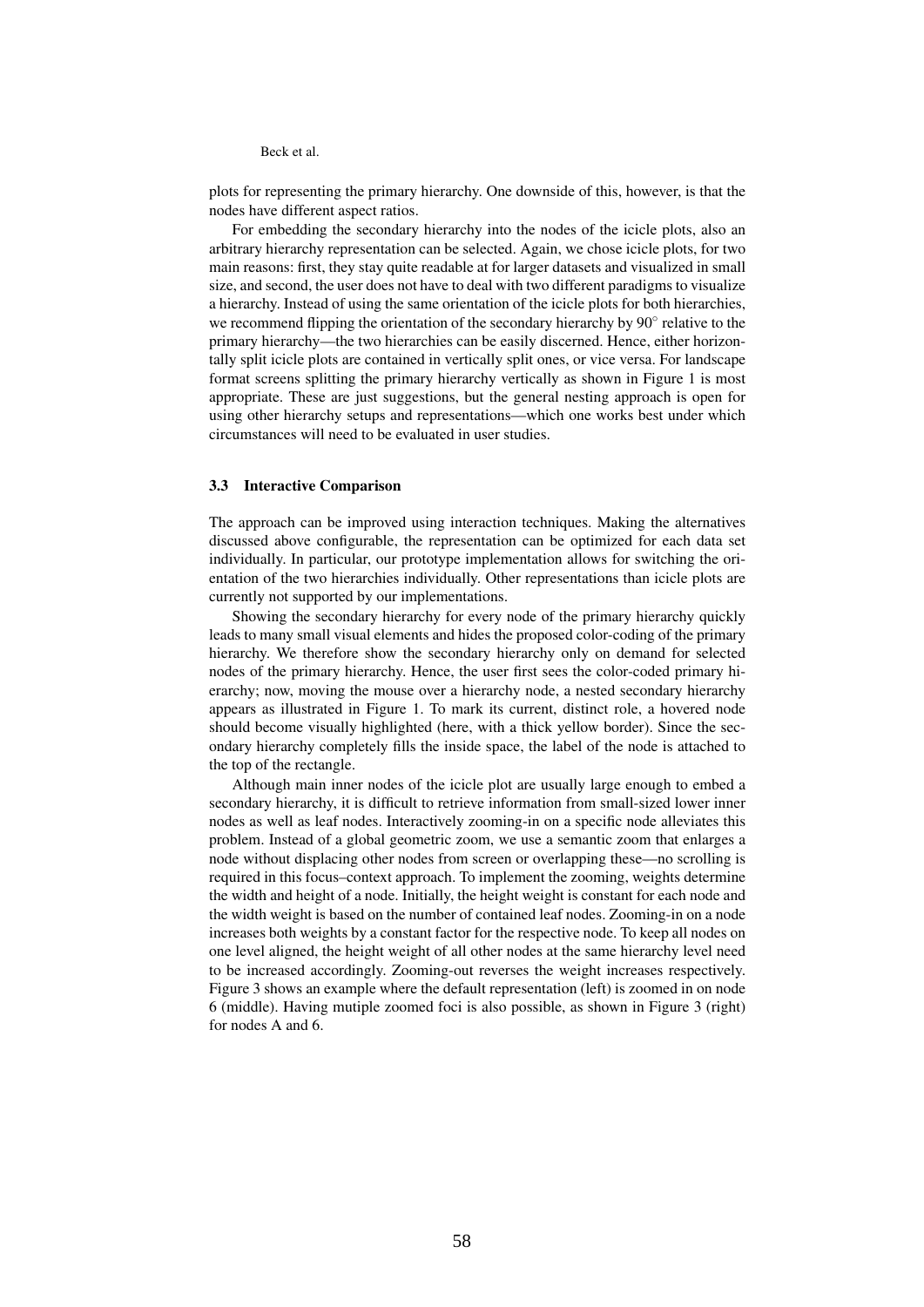plots for representing the primary hierarchy. One downside of this, however, is that the nodes have different aspect ratios.

For embedding the secondary hierarchy into the nodes of the icicle plots, also an arbitrary hierarchy representation can be selected. Again, we chose icicle plots, for two main reasons: first, they stay quite readable at for larger datasets and visualized in small size, and second, the user does not have to deal with two different paradigms to visualize a hierarchy. Instead of using the same orientation of the icicle plots for both hierarchies, we recommend flipping the orientation of the secondary hierarchy by $90^\circ$ relative to the primary hierarchy—the two hierarchies can be easily discerned. Hence, either horizontally split icicle plots are contained in vertically split ones, or vice versa. For landscape format screens splitting the primary hierarchy vertically as shown in Figure 1 is most appropriate. These are just suggestions, but the general nesting approach is open for using other hierarchy setups and representations—which one works best under which circumstances will need to be evaluated in user studies.

### 3.3 Interactive Comparison

The approach can be improved using interaction techniques. Making the alternatives discussed above configurable, the representation can be optimized for each data set individually. In particular, our prototype implementation allows for switching the orientation of the two hierarchies individually. Other representations than icicle plots are currently not supported by our implementations.

Showing the secondary hierarchy for every node of the primary hierarchy quickly leads to many small visual elements and hides the proposed color-coding of the primary hierarchy. We therefore show the secondary hierarchy only on demand for selected nodes of the primary hierarchy. Hence, the user first sees the color-coded primary hierarchy; now, moving the mouse over a hierarchy node, a nested secondary hierarchy appears as illustrated in Figure 1. To mark its current, distinct role, a hovered node should become visually highlighted (here, with a thick yellow border). Since the secondary hierarchy completely fills the inside space, the label of the node is attached to the top of the rectangle.

Although main inner nodes of the icicle plot are usually large enough to embed a secondary hierarchy, it is difficult to retrieve information from small-sized lower inner nodes as well as leaf nodes. Interactively zooming-in on a specific node alleviates this problem. Instead of a global geometric zoom, we use a semantic zoom that enlarges a node without displacing other nodes from screen or overlapping these—no scrolling is required in this focus–context approach. To implement the zooming, weights determine the width and height of a node. Initially, the height weight is constant for each node and the width weight is based on the number of contained leaf nodes. Zooming-in on a node increases both weights by a constant factor for the respective node. To keep all nodes on one level aligned, the height weight of all other nodes at the same hierarchy level need to be increased accordingly. Zooming-out reverses the weight increases respectively. Figure 3 shows an example where the default representation (left) is zoomed in on node 6 (middle). Having mutiple zoomed foci is also possible, as shown in Figure 3 (right) for nodes A and 6.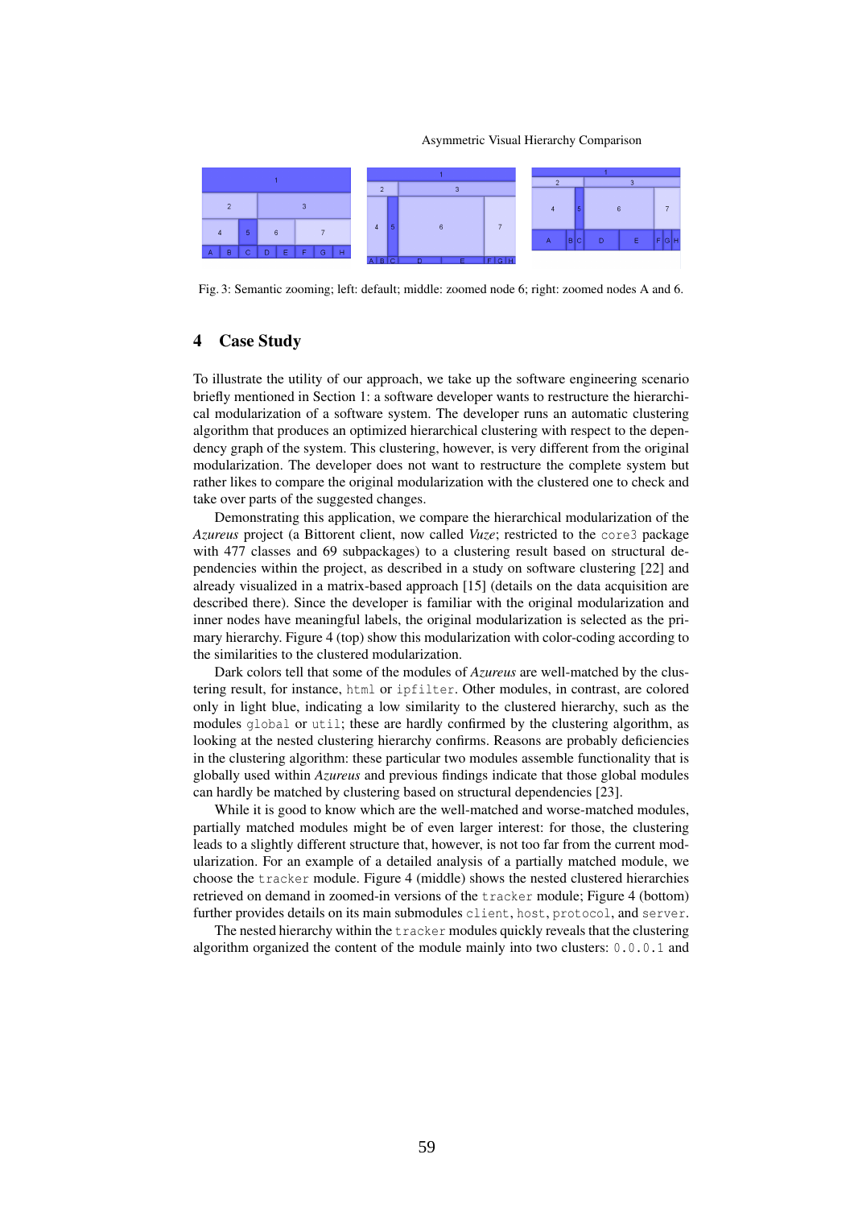Fig. 3: Semantic zooming; left: default; middle: zoomed node 6; right: zoomed nodes A and 6.

## 4 Case Study

To illustrate the utility of our approach, we take up the software engineering scenario briefly mentioned in Section 1: a software developer wants to restructure the hierarchical modularization of a software system. The developer runs an automatic clustering algorithm that produces an optimized hierarchical clustering with respect to the dependency graph of the system. This clustering, however, is very different from the original modularization. The developer does not want to restructure the complete system but rather likes to compare the original modularization with the clustered one to check and take over parts of the suggested changes.

Demonstrating this application, we compare the hierarchical modularization of the *Azureus* project (a Bittorent client, now called *Vuze*; restricted to the `core3` package with 477 classes and 69 subpackages) to a clustering result based on structural dependencies within the project, as described in a study on software clustering [22] and already visualized in a matrix-based approach [15] (details on the data acquisition are described there). Since the developer is familiar with the original modularization and inner nodes have meaningful labels, the original modularization is selected as the primary hierarchy. Figure 4 (top) show this modularization with color-coding according to the similarities to the clustered modularization.

Dark colors tell that some of the modules of *Azureus* are well-matched by the clustering result, for instance, `html` or `ipfilter`. Other modules, in contrast, are colored only in light blue, indicating a low similarity to the clustered hierarchy, such as the modules `global` or `util`; these are hardly confirmed by the clustering algorithm, as looking at the nested clustering hierarchy confirms. Reasons are probably deficiencies in the clustering algorithm: these particular two modules assemble functionality that is globally used within *Azureus* and previous findings indicate that those global modules can hardly be matched by clustering based on structural dependencies [23].

While it is good to know which are the well-matched and worse-matched modules, partially matched modules might be of even larger interest: for those, the clustering leads to a slightly different structure that, however, is not too far from the current modularization. For an example of a detailed analysis of a partially matched module, we choose the `tracker` module. Figure 4 (middle) shows the nested clustered hierarchies retrieved on demand in zoomed-in versions of the `tracker` module; Figure 4 (bottom) further provides details on its main submodules `client`, `host`, `protocol`, and `server`.

The nested hierarchy within the `tracker` modules quickly reveals that the clustering algorithm organized the content of the module mainly into two clusters: `0.0.0.1` and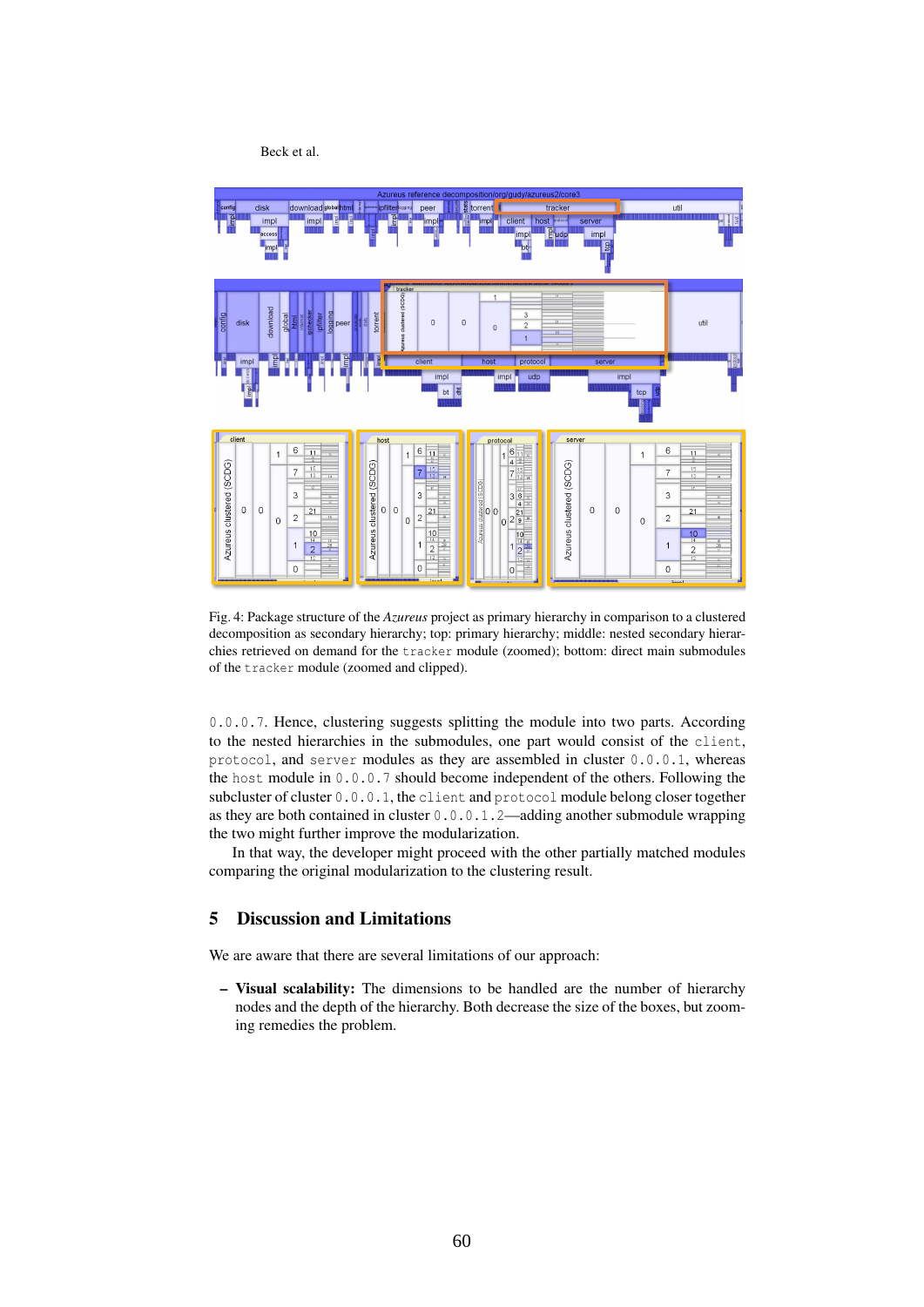Fig. 4: Package structure of the *Azureus* project as primary hierarchy in comparison to a clustered decomposition as secondary hierarchy; top: primary hierarchy; middle: nested secondary hierarchies retrieved on demand for the `tracker` module (zoomed); bottom: direct main submodules of the `tracker` module (zoomed and clipped).

`0.0.0.7`. Hence, clustering suggests splitting the module into two parts. According to the nested hierarchies in the submodules, one part would consist of the `client`, `protocol`, and `server` modules as they are assembled in cluster `0.0.0.1`, whereas the `host` module in `0.0.0.7` should become independent of the others. Following the subcluster of cluster `0.0.0.1`, the `client` and `protocol` module belong closer together as they are both contained in cluster `0.0.0.1.2`—adding another submodule wrapping the two might further improve the modularization.

In that way, the developer might proceed with the other partially matched modules comparing the original modularization to the clustering result.

## 5 Discussion and Limitations

We are aware that there are several limitations of our approach:

– **Visual scalability:** The dimensions to be handled are the number of hierarchy nodes and the depth of the hierarchy. Both decrease the size of the boxes, but zooming remedies the problem.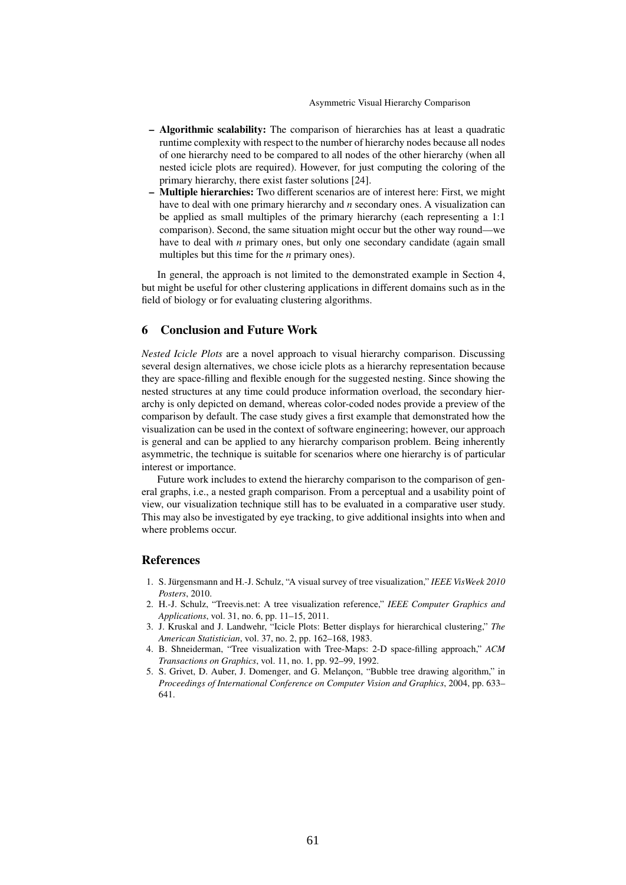- **Algorithmic scalability:** The comparison of hierarchies has at least a quadratic runtime complexity with respect to the number of hierarchy nodes because all nodes of one hierarchy need to be compared to all nodes of the other hierarchy (when all nested icicle plots are required). However, for just computing the coloring of the primary hierarchy, there exist faster solutions [24].
- **Multiple hierarchies:** Two different scenarios are of interest here: First, we might have to deal with one primary hierarchy and *n* secondary ones. A visualization can be applied as small multiples of the primary hierarchy (each representing a 1:1 comparison). Second, the same situation might occur but the other way round—we have to deal with *n* primary ones, but only one secondary candidate (again small multiples but this time for the *n* primary ones).

In general, the approach is not limited to the demonstrated example in Section 4, but might be useful for other clustering applications in different domains such as in the field of biology or for evaluating clustering algorithms.

## 6 Conclusion and Future Work

*Nested Icicle Plots* are a novel approach to visual hierarchy comparison. Discussing several design alternatives, we chose icicle plots as a hierarchy representation because they are space-filling and flexible enough for the suggested nesting. Since showing the nested structures at any time could produce information overload, the secondary hierarchy is only depicted on demand, whereas color-coded nodes provide a preview of the comparison by default. The case study gives a first example that demonstrated how the visualization can be used in the context of software engineering; however, our approach is general and can be applied to any hierarchy comparison problem. Being inherently asymmetric, the technique is suitable for scenarios where one hierarchy is of particular interest or importance.

Future work includes to extend the hierarchy comparison to the comparison of general graphs, i.e., a nested graph comparison. From a perceptual and a usability point of view, our visualization technique still has to be evaluated in a comparative user study. This may also be investigated by eye tracking, to give additional insights into when and where problems occur.

## References

1. S. Jürgensmann and H.-J. Schulz, "A visual survey of tree visualization," *IEEE VisWeek 2010 Posters*, 2010.
2. H.-J. Schulz, "Treevis.net: A tree visualization reference," *IEEE Computer Graphics and Applications*, vol. 31, no. 6, pp. 11–15, 2011.
3. J. Kruskal and J. Landwehr, "Icicle Plots: Better displays for hierarchical clustering," *The American Statistician*, vol. 37, no. 2, pp. 162–168, 1983.
4. B. Shneiderman, "Tree visualization with Tree-Maps: 2-D space-filling approach," *ACM Transactions on Graphics*, vol. 11, no. 1, pp. 92–99, 1992.
5. S. Grivet, D. Auber, J. Domenger, and G. Melançon, "Bubble tree drawing algorithm," in *Proceedings of International Conference on Computer Vision and Graphics*, 2004, pp. 633–641.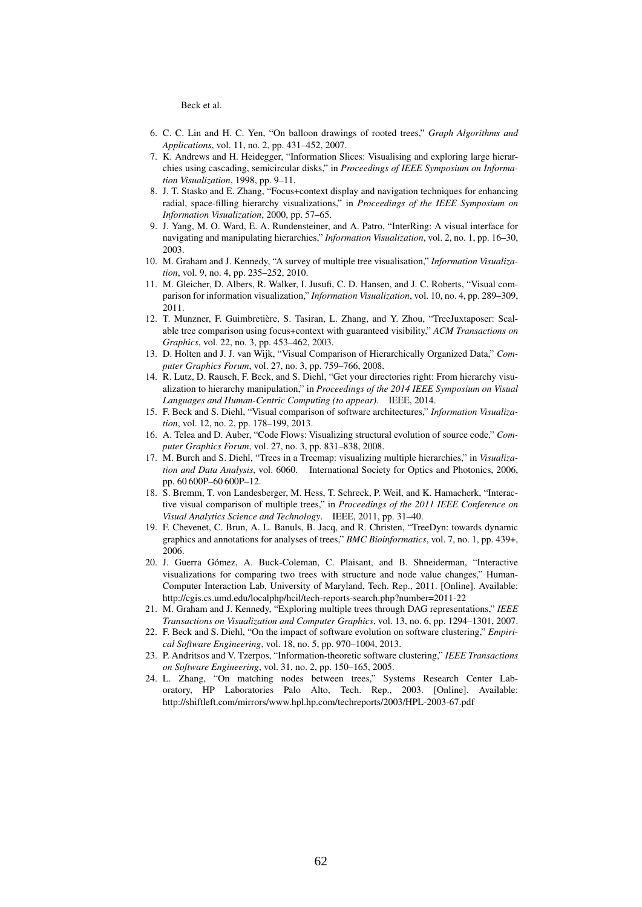6. C. C. Lin and H. C. Yen, "On balloon drawings of rooted trees," *Graph Algorithms and Applications*, vol. 11, no. 2, pp. 431–452, 2007.
7. K. Andrews and H. Heidegger, "Information Slices: Visualising and exploring large hierarchies using cascading, semicircular disks," in *Proceedings of IEEE Symposium on Information Visualization*, 1998, pp. 9–11.
8. J. T. Stasko and E. Zhang, "Focus+context display and navigation techniques for enhancing radial, space-filling hierarchy visualizations," in *Proceedings of the IEEE Symposium on Information Visualization*, 2000, pp. 57–65.
9. J. Yang, M. O. Ward, E. A. Rundensteiner, and A. Patro, "InterRing: A visual interface for navigating and manipulating hierarchies," *Information Visualization*, vol. 2, no. 1, pp. 16–30, 2003.
10. M. Graham and J. Kennedy, "A survey of multiple tree visualisation," *Information Visualization*, vol. 9, no. 4, pp. 235–252, 2010.
11. M. Gleicher, D. Albers, R. Walker, I. Jusufi, C. D. Hansen, and J. C. Roberts, "Visual comparison for information visualization," *Information Visualization*, vol. 10, no. 4, pp. 289–309, 2011.
12. T. Munzner, F. Guimbretière, S. Tasiran, L. Zhang, and Y. Zhou, "TreeJuxtaposer: Scalable tree comparison using focus+context with guaranteed visibility," *ACM Transactions on Graphics*, vol. 22, no. 3, pp. 453–462, 2003.
13. D. Holten and J. J. van Wijk, "Visual Comparison of Hierarchically Organized Data," *Computer Graphics Forum*, vol. 27, no. 3, pp. 759–766, 2008.
14. R. Lutz, D. Rausch, F. Beck, and S. Diehl, "Get your directories right: From hierarchy visualization to hierarchy manipulation," in *Proceedings of the 2014 IEEE Symposium on Visual Languages and Human-Centric Computing (to appear)*. IEEE, 2014.
15. F. Beck and S. Diehl, "Visual comparison of software architectures," *Information Visualization*, vol. 12, no. 2, pp. 178–199, 2013.
16. A. Telea and D. Auber, "Code Flows: Visualizing structural evolution of source code," *Computer Graphics Forum*, vol. 27, no. 3, pp. 831–838, 2008.
17. M. Burch and S. Diehl, "Trees in a Treemap: visualizing multiple hierarchies," in *Visualization and Data Analysis*, vol. 6060. International Society for Optics and Photonics, 2006, pp. 60 600P–60 600P–12.
18. S. Bremm, T. von Landesberger, M. Hess, T. Schreck, P. Weil, and K. Hamacherk, "Interactive visual comparison of multiple trees," in *Proceedings of the 2011 IEEE Conference on Visual Analytics Science and Technology*. IEEE, 2011, pp. 31–40.
19. F. Chevenet, C. Brun, A. L. Banuls, B. Jacq, and R. Christen, "TreeDyn: towards dynamic graphics and annotations for analyses of trees," *BMC Bioinformatics*, vol. 7, no. 1, pp. 439+, 2006.
20. J. Guerra Gómez, A. Buck-Coleman, C. Plaisant, and B. Shneiderman, "Interactive visualizations for comparing two trees with structure and node value changes," Human-Computer Interaction Lab, University of Maryland, Tech. Rep., 2011. [Online]. Available: http://cgis.cs.umd.edu/localphp/hcil/tech-reports-search.php?number=2011-22
21. M. Graham and J. Kennedy, "Exploring multiple trees through DAG representations," *IEEE Transactions on Visualization and Computer Graphics*, vol. 13, no. 6, pp. 1294–1301, 2007.
22. F. Beck and S. Diehl, "On the impact of software evolution on software clustering," *Empirical Software Engineering*, vol. 18, no. 5, pp. 970–1004, 2013.
23. P. Andritsos and V. Tzerpos, "Information-theoretic software clustering," *IEEE Transactions on Software Engineering*, vol. 31, no. 2, pp. 150–165, 2005.
24. L. Zhang, "On matching nodes between trees," Systems Research Center Laboratory, HP Laboratories Palo Alto, Tech. Rep., 2003. [Online]. Available: http://shiftleft.com/mirrors/www.hpl.hp.com/techreports/2003/HPL-2003-67.pdf